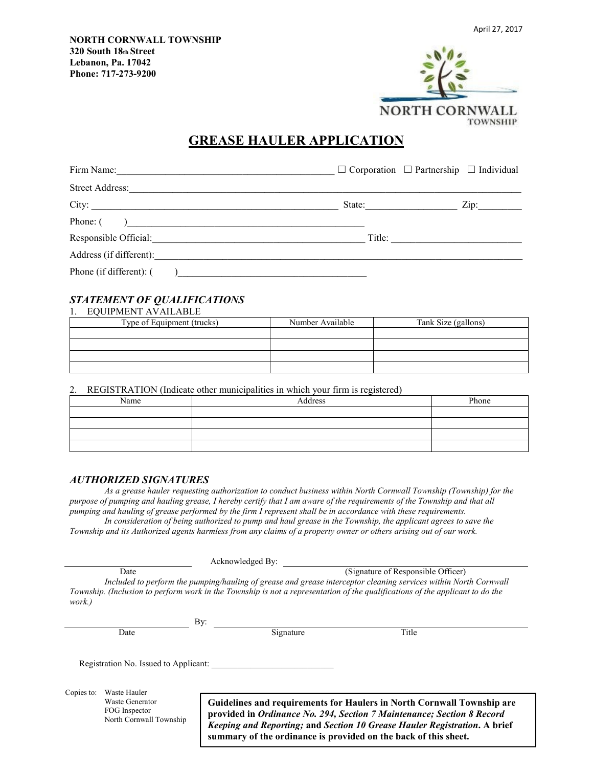April 27, 2017

**NORTH CORNWALL TOWNSHIP**
**320 South 18th Street**
**Lebanon, Pa. 17042**
**Phone: 717-273-9200**

NORTH CORNWALL TOWNSHIP

# GREASE HAULER APPLICATION

Firm Name:_____________________________________________ ☐ Corporation ☐ Partnership ☐ Individual

Street Address:_____________________________________________________________________________

City: ___________________________________________________ State:__________________ Zip:_________

Phone: ( )_________________________________________________

Responsible Official:____________________________________________ Title: __________________________

Address (if different):_______________________________________________________________________

Phone (if different): ( )______________________________________

## *STATEMENT OF QUALIFICATIONS*

1. EQUIPMENT AVAILABLE

| Type of Equipment (trucks) | Number Available | Tank Size (gallons) |
|---|---|---|
| | | |
| | | |
| | | |
| | | |

2. REGISTRATION (Indicate other municipalities in which your firm is registered)

| Name | Address | Phone |
|---|---|---|
| | | |
| | | |
| | | |
| | | |

## *AUTHORIZED SIGNATURES*

*As a grease hauler requesting authorization to conduct business within North Cornwall Township (Township) for the purpose of pumping and hauling grease, I hereby certify that I am aware of the requirements of the Township and that all pumping and hauling of grease performed by the firm I represent shall be in accordance with these requirements.*

*In consideration of being authorized to pump and haul grease in the Township, the applicant agrees to save the Township and its Authorized agents harmless from any claims of a property owner or others arising out of our work.*

____________________________ Acknowledged By: ____________________________________________
Date (Signature of Responsible Officer)

*Included to perform the pumping/hauling of grease and grease interceptor cleaning services within North Cornwall Township. (Inclusion to perform work in the Township is not a representation of the qualifications of the applicant to do the work.)*

____________________________ By: ____________________________________________
Date Signature Title

Registration No. Issued to Applicant: ___________________________

Copies to: Waste Hauler
Waste Generator
FOG Inspector
North Cornwall Township

**Guidelines and requirements for Haulers in North Cornwall Township are provided in *Ordinance No. 294, Section 7 Maintenance; Section 8 Record Keeping and Reporting;* and *Section 10 Grease Hauler Registration*. A brief summary of the ordinance is provided on the back of this sheet.**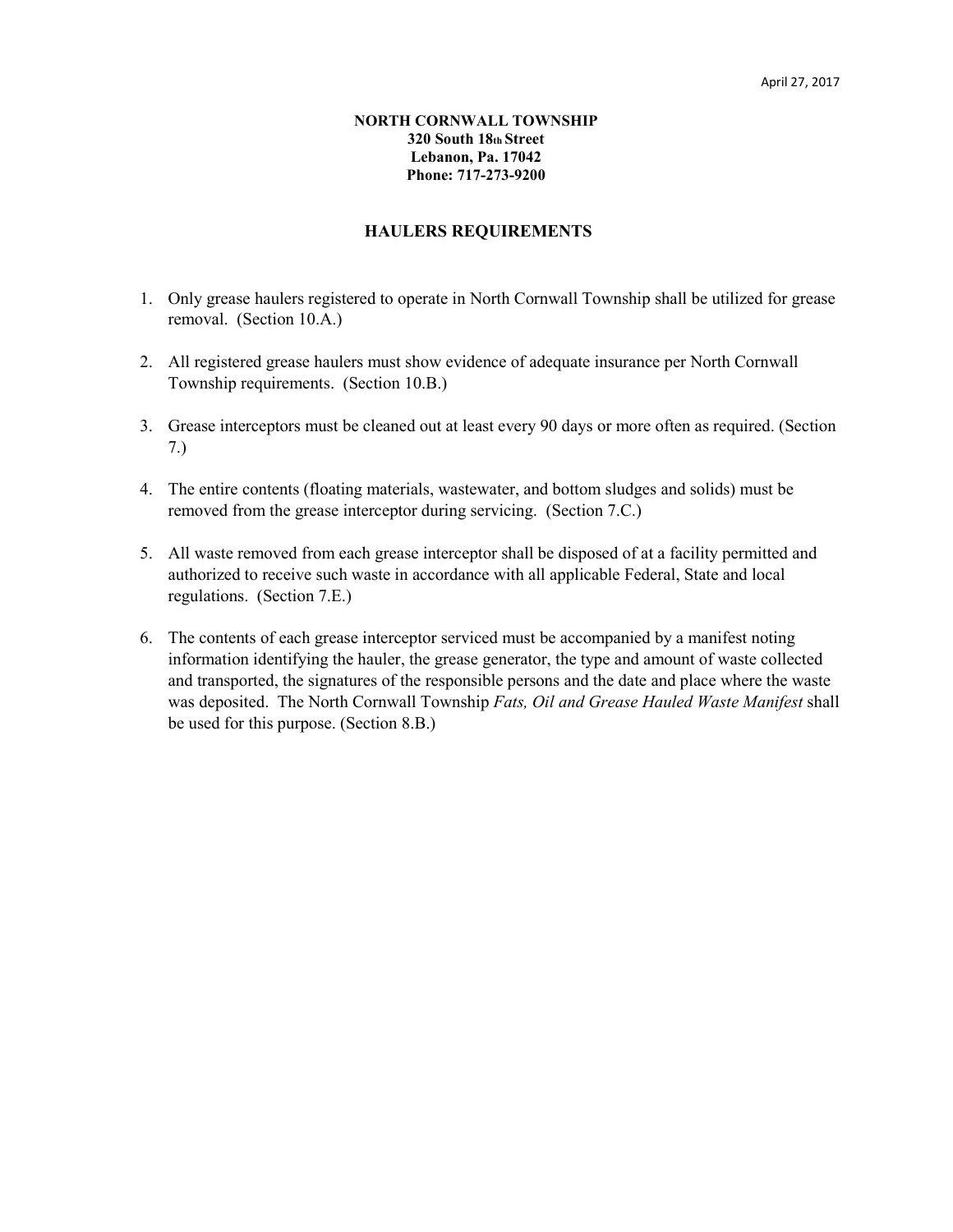April 27, 2017

**NORTH CORNWALL TOWNSHIP**
**320 South 18th Street**
**Lebanon, Pa. 17042**
**Phone: 717-273-9200**

## HAULERS REQUIREMENTS

1. Only grease haulers registered to operate in North Cornwall Township shall be utilized for grease removal. (Section 10.A.)

2. All registered grease haulers must show evidence of adequate insurance per North Cornwall Township requirements. (Section 10.B.)

3. Grease interceptors must be cleaned out at least every 90 days or more often as required. (Section 7.)

4. The entire contents (floating materials, wastewater, and bottom sludges and solids) must be removed from the grease interceptor during servicing. (Section 7.C.)

5. All waste removed from each grease interceptor shall be disposed of at a facility permitted and authorized to receive such waste in accordance with all applicable Federal, State and local regulations. (Section 7.E.)

6. The contents of each grease interceptor serviced must be accompanied by a manifest noting information identifying the hauler, the grease generator, the type and amount of waste collected and transported, the signatures of the responsible persons and the date and place where the waste was deposited. The North Cornwall Township *Fats, Oil and Grease Hauled Waste Manifest* shall be used for this purpose. (Section 8.B.)